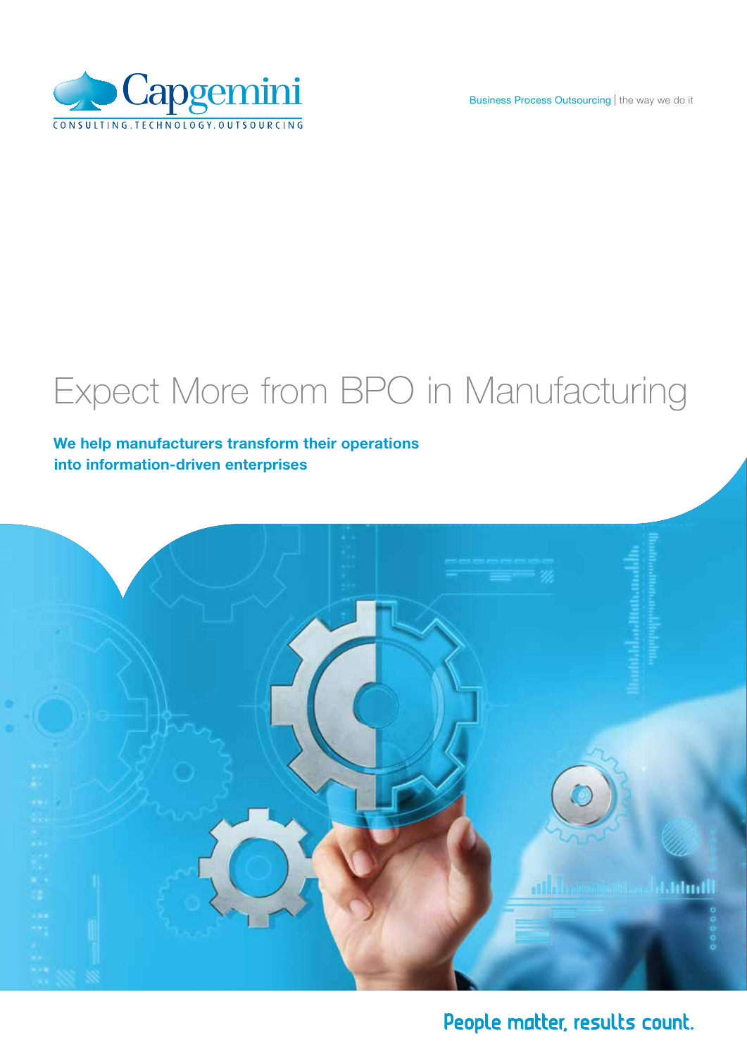Capgemini

CONSULTING.TECHNOLOGY.OUTSOURCING

Business Process Outsourcing | the way we do it

# Expect More from BPO in Manufacturing

**We help manufacturers transform their operations into information-driven enterprises**

People matter, results count.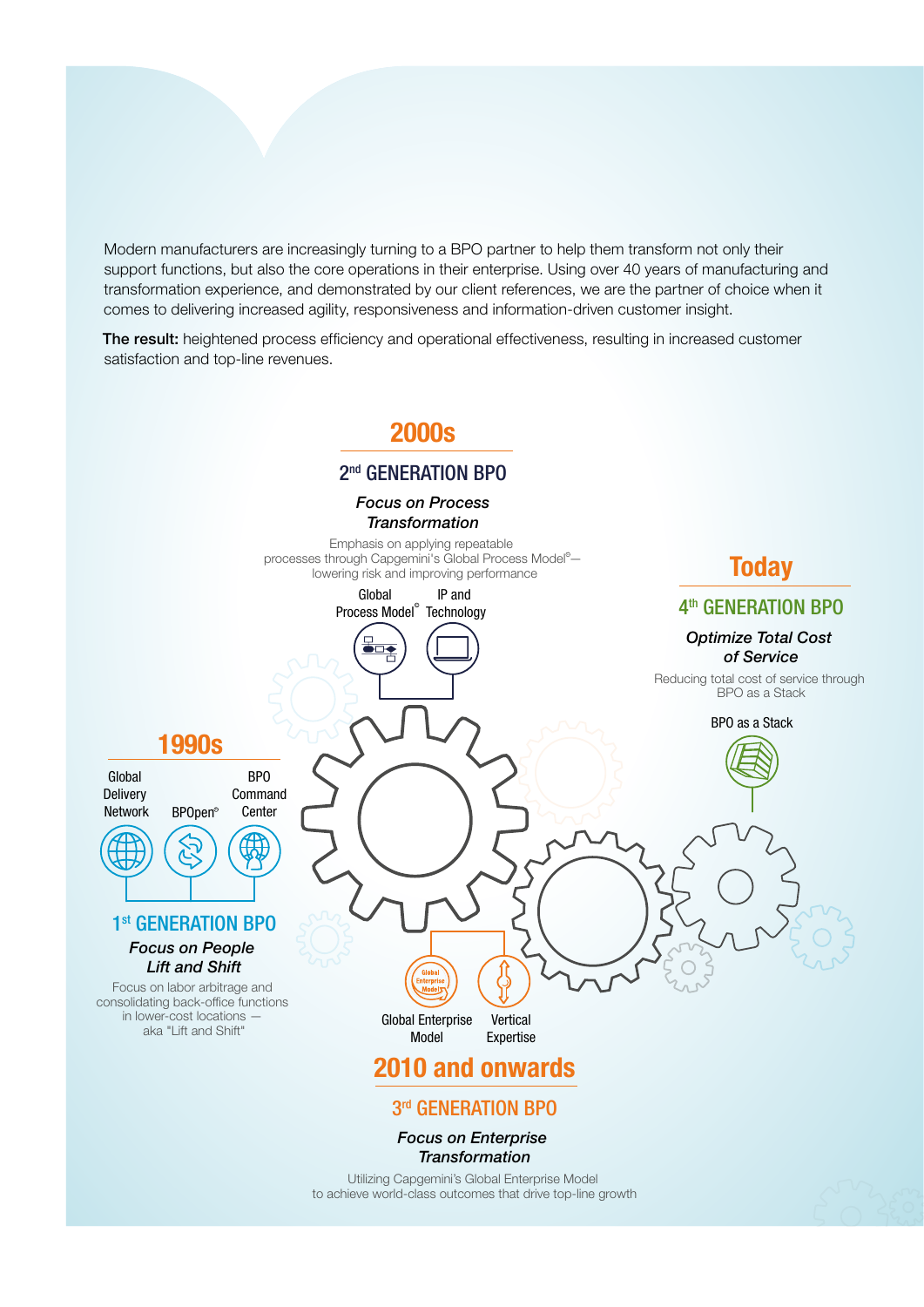Modern manufacturers are increasingly turning to a BPO partner to help them transform not only their support functions, but also the core operations in their enterprise. Using over 40 years of manufacturing and transformation experience, and demonstrated by our client references, we are the partner of choice when it comes to delivering increased agility, responsiveness and information-driven customer insight.

**The result:** heightened process efficiency and operational effectiveness, resulting in increased customer satisfaction and top-line revenues.

## 1990s

Global Delivery Network | BPOpen© | BPO Command Center

### 1st GENERATION BPO

***Focus on People Lift and Shift***

Focus on labor arbitrage and consolidating back-office functions in lower-cost locations — aka "Lift and Shift"

## 2000s

### 2nd GENERATION BPO

***Focus on Process Transformation***

Emphasis on applying repeatable processes through Capgemini's Global Process Model©— lowering risk and improving performance

Global Process Model© | IP and Technology

## 2010 and onwards

Global Enterprise Model | Vertical Expertise

### 3rd GENERATION BPO

***Focus on Enterprise Transformation***

Utilizing Capgemini's Global Enterprise Model to achieve world-class outcomes that drive top-line growth

## Today

### 4th GENERATION BPO

***Optimize Total Cost of Service***

Reducing total cost of service through BPO as a Stack

BPO as a Stack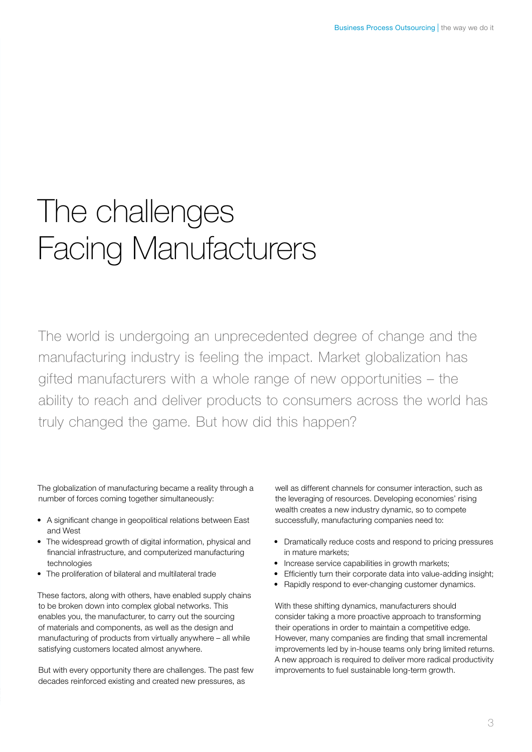# The challenges Facing Manufacturers

The world is undergoing an unprecedented degree of change and the manufacturing industry is feeling the impact. Market globalization has gifted manufacturers with a whole range of new opportunities – the ability to reach and deliver products to consumers across the world has truly changed the game. But how did this happen?

The globalization of manufacturing became a reality through a number of forces coming together simultaneously:

- A significant change in geopolitical relations between East and West
- The widespread growth of digital information, physical and financial infrastructure, and computerized manufacturing technologies
- The proliferation of bilateral and multilateral trade

These factors, along with others, have enabled supply chains to be broken down into complex global networks. This enables you, the manufacturer, to carry out the sourcing of materials and components, as well as the design and manufacturing of products from virtually anywhere – all while satisfying customers located almost anywhere.

But with every opportunity there are challenges. The past few decades reinforced existing and created new pressures, as well as different channels for consumer interaction, such as the leveraging of resources. Developing economies' rising wealth creates a new industry dynamic, so to compete successfully, manufacturing companies need to:

- Dramatically reduce costs and respond to pricing pressures in mature markets;
- Increase service capabilities in growth markets;
- Efficiently turn their corporate data into value-adding insight;
- Rapidly respond to ever-changing customer dynamics.

With these shifting dynamics, manufacturers should consider taking a more proactive approach to transforming their operations in order to maintain a competitive edge. However, many companies are finding that small incremental improvements led by in-house teams only bring limited returns. A new approach is required to deliver more radical productivity improvements to fuel sustainable long-term growth.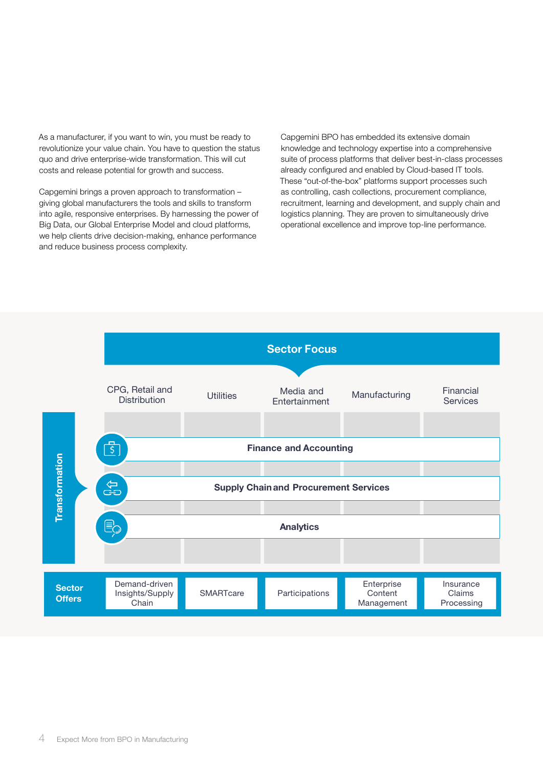As a manufacturer, if you want to win, you must be ready to revolutionize your value chain. You have to question the status quo and drive enterprise-wide transformation. This will cut costs and release potential for growth and success.

Capgemini brings a proven approach to transformation – giving global manufacturers the tools and skills to transform into agile, responsive enterprises. By harnessing the power of Big Data, our Global Enterprise Model and cloud platforms, we help clients drive decision-making, enhance performance and reduce business process complexity.

Capgemini BPO has embedded its extensive domain knowledge and technology expertise into a comprehensive suite of process platforms that deliver best-in-class processes already configured and enabled by Cloud-based IT tools. These "out-of-the-box" platforms support processes such as controlling, cash collections, procurement compliance, recruitment, learning and development, and supply chain and logistics planning. They are proven to simultaneously drive operational excellence and improve top-line performance.

**Sector Focus**

| | CPG, Retail and Distribution | Utilities | Media and Entertainment | Manufacturing | Financial Services |
|---|---|---|---|---|---|
| **Transformation** | **Finance and Accounting** | | | | |
| | **Supply Chain and Procurement Services** | | | | |
| | **Analytics** | | | | |
| **Sector Offers** | Demand-driven Insights/Supply Chain | SMARTcare | Participations | Enterprise Content Management | Insurance Claims Processing |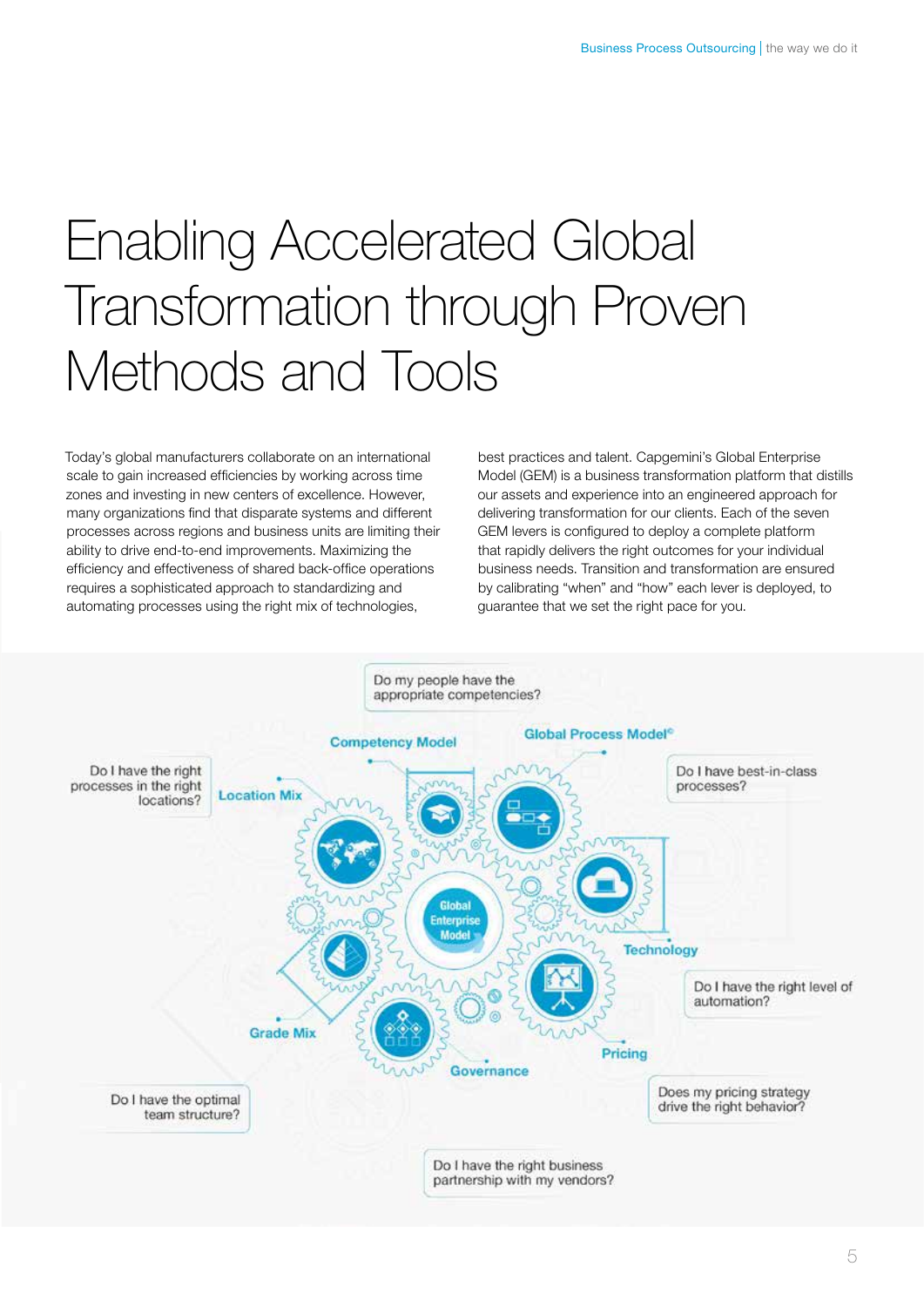# Enabling Accelerated Global Transformation through Proven Methods and Tools

Today's global manufacturers collaborate on an international scale to gain increased efficiencies by working across time zones and investing in new centers of excellence. However, many organizations find that disparate systems and different processes across regions and business units are limiting their ability to drive end-to-end improvements. Maximizing the efficiency and effectiveness of shared back-office operations requires a sophisticated approach to standardizing and automating processes using the right mix of technologies, best practices and talent. Capgemini's Global Enterprise Model (GEM) is a business transformation platform that distills our assets and experience into an engineered approach for delivering transformation for our clients. Each of the seven GEM levers is configured to deploy a complete platform that rapidly delivers the right outcomes for your individual business needs. Transition and transformation are ensured by calibrating "when" and "how" each lever is deployed, to guarantee that we set the right pace for you.

Global Enterprise Model

- **Competency Model** — Do my people have the appropriate competencies?
- **Global Process Model©** — Do I have best-in-class processes?
- **Technology** — Do I have the right level of automation?
- **Pricing** — Does my pricing strategy drive the right behavior?
- **Governance** — Do I have the right business partnership with my vendors?
- **Grade Mix** — Do I have the optimal team structure?
- **Location Mix** — Do I have the right processes in the right locations?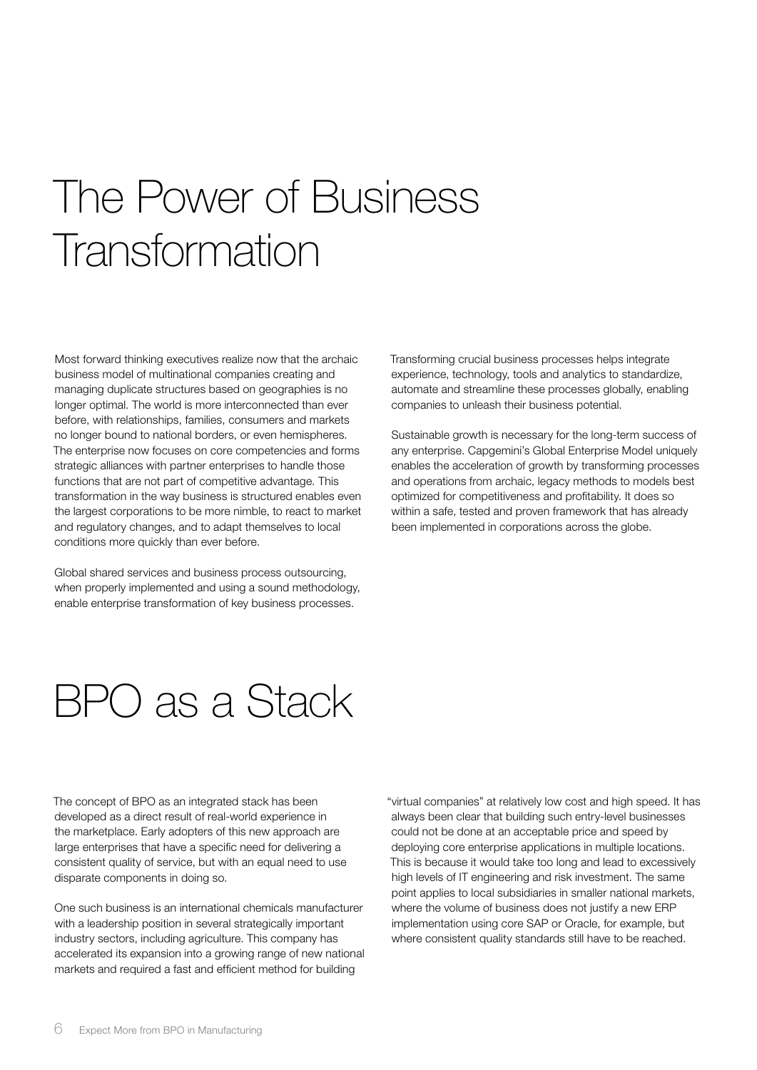# The Power of Business Transformation

Most forward thinking executives realize now that the archaic business model of multinational companies creating and managing duplicate structures based on geographies is no longer optimal. The world is more interconnected than ever before, with relationships, families, consumers and markets no longer bound to national borders, or even hemispheres. The enterprise now focuses on core competencies and forms strategic alliances with partner enterprises to handle those functions that are not part of competitive advantage. This transformation in the way business is structured enables even the largest corporations to be more nimble, to react to market and regulatory changes, and to adapt themselves to local conditions more quickly than ever before.

Global shared services and business process outsourcing, when properly implemented and using a sound methodology, enable enterprise transformation of key business processes.

Transforming crucial business processes helps integrate experience, technology, tools and analytics to standardize, automate and streamline these processes globally, enabling companies to unleash their business potential.

Sustainable growth is necessary for the long-term success of any enterprise. Capgemini's Global Enterprise Model uniquely enables the acceleration of growth by transforming processes and operations from archaic, legacy methods to models best optimized for competitiveness and profitability. It does so within a safe, tested and proven framework that has already been implemented in corporations across the globe.

# BPO as a Stack

The concept of BPO as an integrated stack has been developed as a direct result of real-world experience in the marketplace. Early adopters of this new approach are large enterprises that have a specific need for delivering a consistent quality of service, but with an equal need to use disparate components in doing so.

One such business is an international chemicals manufacturer with a leadership position in several strategically important industry sectors, including agriculture. This company has accelerated its expansion into a growing range of new national markets and required a fast and efficient method for building "virtual companies" at relatively low cost and high speed. It has always been clear that building such entry-level businesses could not be done at an acceptable price and speed by deploying core enterprise applications in multiple locations. This is because it would take too long and lead to excessively high levels of IT engineering and risk investment. The same point applies to local subsidiaries in smaller national markets, where the volume of business does not justify a new ERP implementation using core SAP or Oracle, for example, but where consistent quality standards still have to be reached.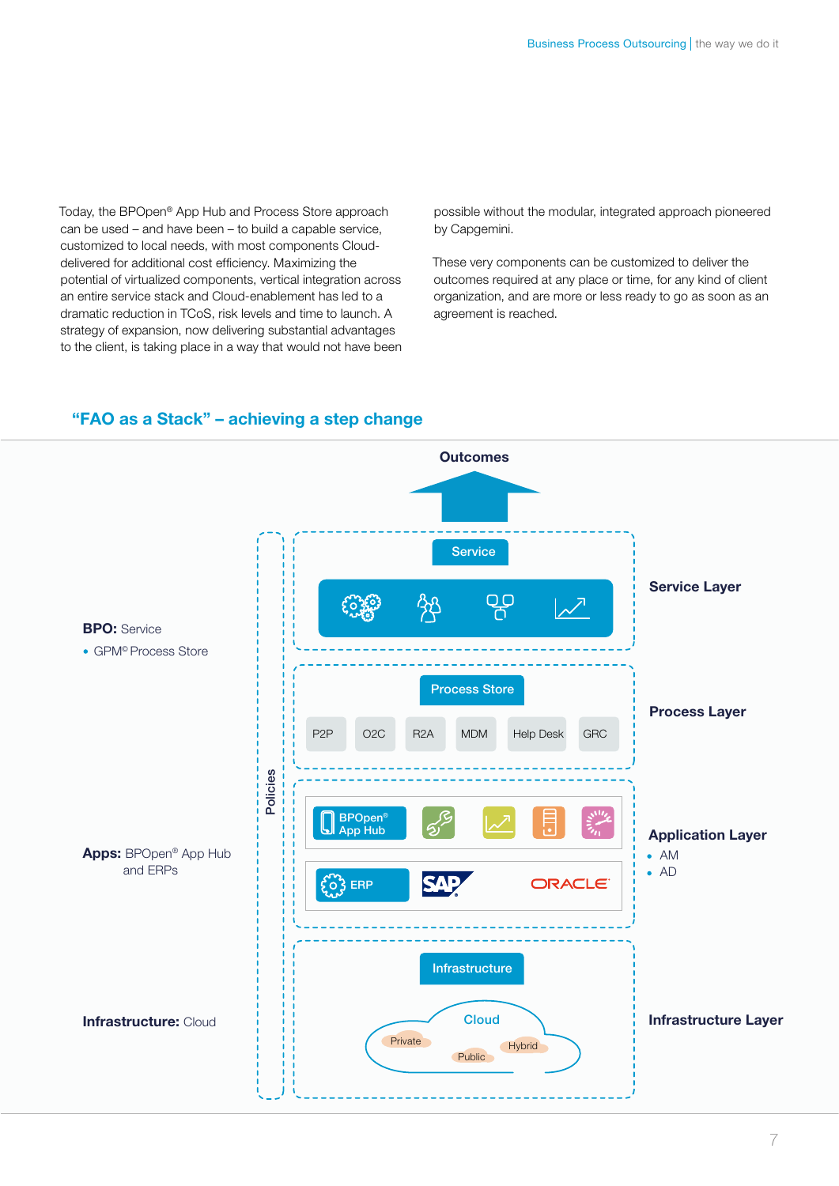Today, the BPOpen® App Hub and Process Store approach can be used – and have been – to build a capable service, customized to local needs, with most components Cloud-delivered for additional cost efficiency. Maximizing the potential of virtualized components, vertical integration across an entire service stack and Cloud-enablement has led to a dramatic reduction in TCoS, risk levels and time to launch. A strategy of expansion, now delivering substantial advantages to the client, is taking place in a way that would not have been possible without the modular, integrated approach pioneered by Capgemini.

These very components can be customized to deliver the outcomes required at any place or time, for any kind of client organization, and are more or less ready to go as soon as an agreement is reached.

## "FAO as a Stack" – achieving a step change

Outcomes

**BPO:** Service
- GPM© Process Store

**Apps:** BPOpen® App Hub and ERPs

**Infrastructure:** Cloud

Policies

Service

**Service Layer**

Process Store

P2P | O2C | R2A | MDM | Help Desk | GRC

**Process Layer**

BPOpen® App Hub

ERP | SAP | ORACLE

**Application Layer**
- AM
- AD

Infrastructure

Cloud: Private, Public, Hybrid

**Infrastructure Layer**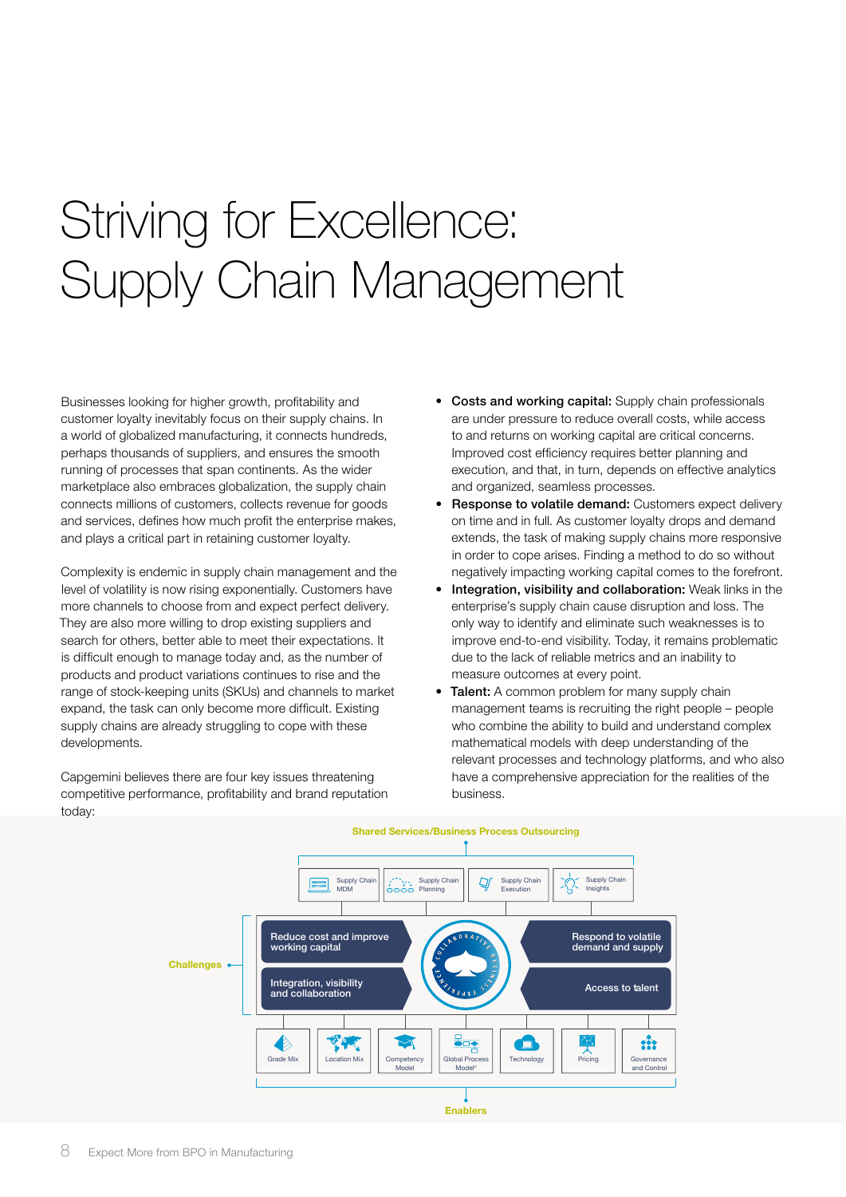# Striving for Excellence: Supply Chain Management

Businesses looking for higher growth, profitability and customer loyalty inevitably focus on their supply chains. In a world of globalized manufacturing, it connects hundreds, perhaps thousands of suppliers, and ensures the smooth running of processes that span continents. As the wider marketplace also embraces globalization, the supply chain connects millions of customers, collects revenue for goods and services, defines how much profit the enterprise makes, and plays a critical part in retaining customer loyalty.

Complexity is endemic in supply chain management and the level of volatility is now rising exponentially. Customers have more channels to choose from and expect perfect delivery. They are also more willing to drop existing suppliers and search for others, better able to meet their expectations. It is difficult enough to manage today and, as the number of products and product variations continues to rise and the range of stock-keeping units (SKUs) and channels to market expand, the task can only become more difficult. Existing supply chains are already struggling to cope with these developments.

Capgemini believes there are four key issues threatening competitive performance, profitability and brand reputation today:

- **Costs and working capital:** Supply chain professionals are under pressure to reduce overall costs, while access to and returns on working capital are critical concerns. Improved cost efficiency requires better planning and execution, and that, in turn, depends on effective analytics and organized, seamless processes.
- **Response to volatile demand:** Customers expect delivery on time and in full. As customer loyalty drops and demand extends, the task of making supply chains more responsive in order to cope arises. Finding a method to do so without negatively impacting working capital comes to the forefront.
- **Integration, visibility and collaboration:** Weak links in the enterprise's supply chain cause disruption and loss. The only way to identify and eliminate such weaknesses is to improve end-to-end visibility. Today, it remains problematic due to the lack of reliable metrics and an inability to measure outcomes at every point.
- **Talent:** A common problem for many supply chain management teams is recruiting the right people – people who combine the ability to build and understand complex mathematical models with deep understanding of the relevant processes and technology platforms, and who also have a comprehensive appreciation for the realities of the business.

Shared Services/Business Process Outsourcing

Supply Chain MDM | Supply Chain Planning | Supply Chain Execution | Supply Chain Insights

Challenges

Reduce cost and improve working capital | Respond to volatile demand and supply | Integration, visibility and collaboration | Access to talent

Collaborative Business Experience

Grade Mix | Location Mix | Competency Model | Global Process Model® | Technology | Pricing | Governance and Control

Enablers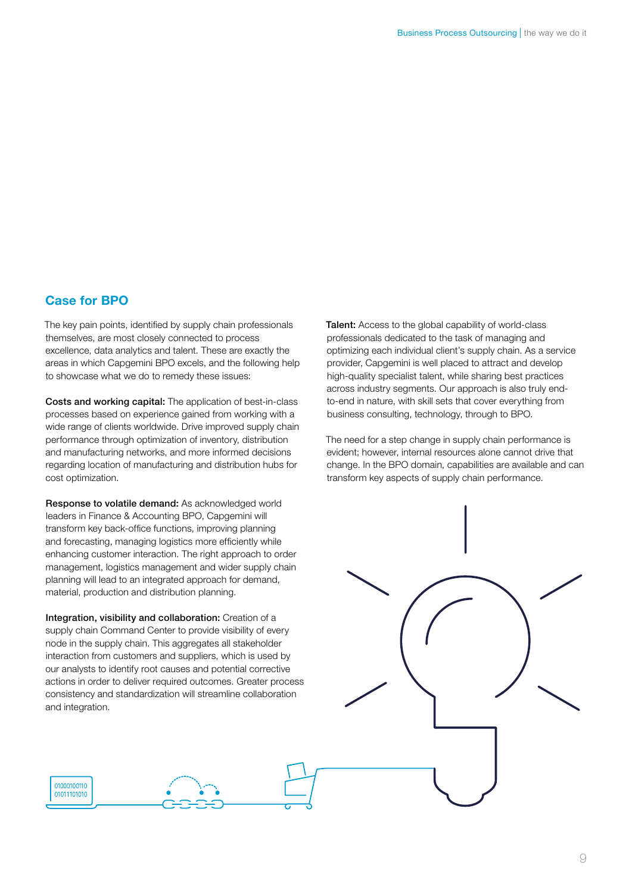## Case for BPO

The key pain points, identified by supply chain professionals themselves, are most closely connected to process excellence, data analytics and talent. These are exactly the areas in which Capgemini BPO excels, and the following help to showcase what we do to remedy these issues:

**Costs and working capital:** The application of best-in-class processes based on experience gained from working with a wide range of clients worldwide. Drive improved supply chain performance through optimization of inventory, distribution and manufacturing networks, and more informed decisions regarding location of manufacturing and distribution hubs for cost optimization.

**Response to volatile demand:** As acknowledged world leaders in Finance & Accounting BPO, Capgemini will transform key back-office functions, improving planning and forecasting, managing logistics more efficiently while enhancing customer interaction. The right approach to order management, logistics management and wider supply chain planning will lead to an integrated approach for demand, material, production and distribution planning.

**Integration, visibility and collaboration:** Creation of a supply chain Command Center to provide visibility of every node in the supply chain. This aggregates all stakeholder interaction from customers and suppliers, which is used by our analysts to identify root causes and potential corrective actions in order to deliver required outcomes. Greater process consistency and standardization will streamline collaboration and integration.

**Talent:** Access to the global capability of world-class professionals dedicated to the task of managing and optimizing each individual client's supply chain. As a service provider, Capgemini is well placed to attract and develop high-quality specialist talent, while sharing best practices across industry segments. Our approach is also truly end-to-end in nature, with skill sets that cover everything from business consulting, technology, through to BPO.

The need for a step change in supply chain performance is evident; however, internal resources alone cannot drive that change. In the BPO domain, capabilities are available and can transform key aspects of supply chain performance.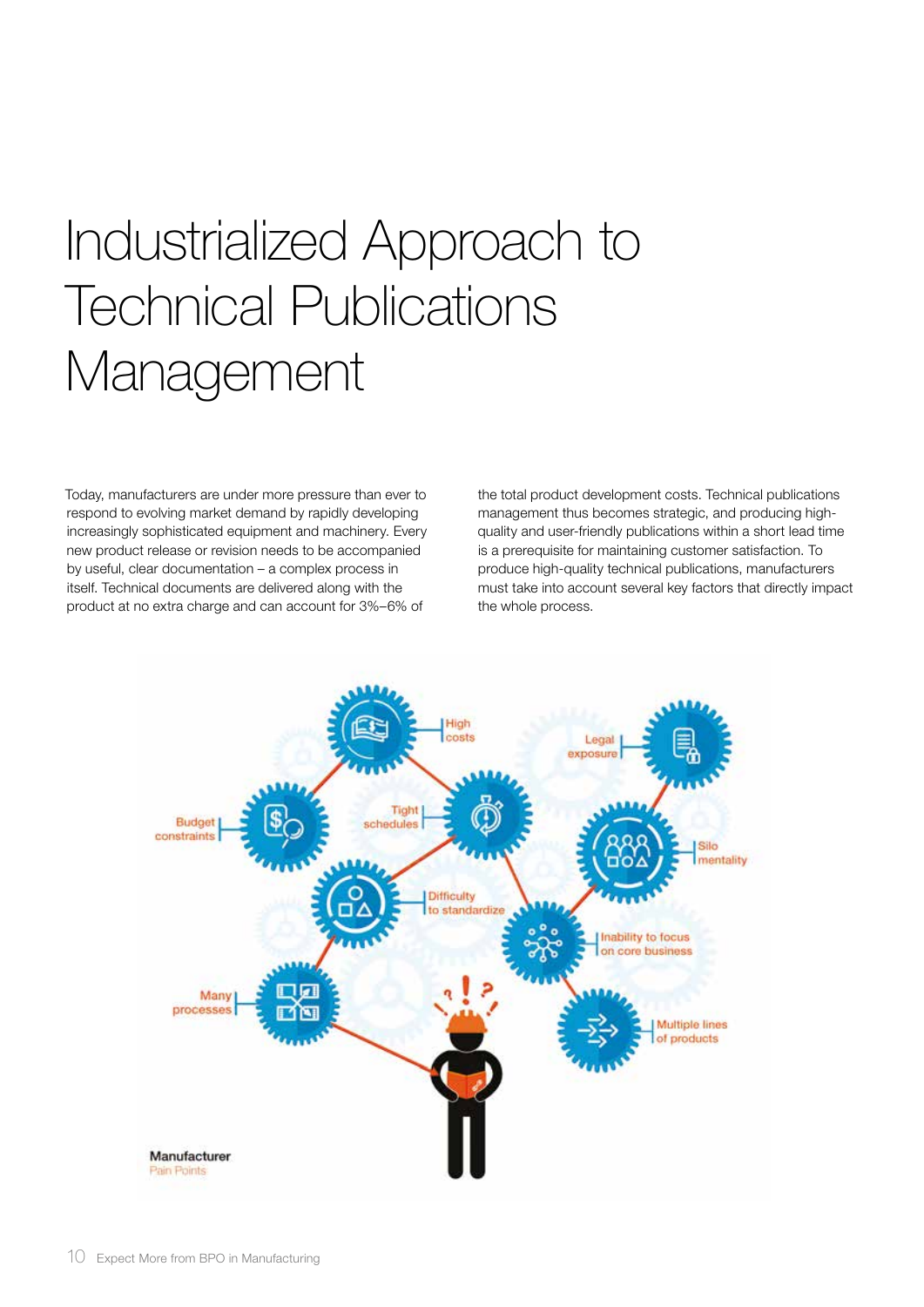# Industrialized Approach to Technical Publications Management

Today, manufacturers are under more pressure than ever to respond to evolving market demand by rapidly developing increasingly sophisticated equipment and machinery. Every new product release or revision needs to be accompanied by useful, clear documentation – a complex process in itself. Technical documents are delivered along with the product at no extra charge and can account for 3%–6% of the total product development costs. Technical publications management thus becomes strategic, and producing high-quality and user-friendly publications within a short lead time is a prerequisite for maintaining customer satisfaction. To produce high-quality technical publications, manufacturers must take into account several key factors that directly impact the whole process.

High costs

Legal exposure

Budget constraints

Tight schedules

Silo mentality

Difficulty to standardize

Inability to focus on core business

Many processes

Multiple lines of products

**Manufacturer**
Pain Points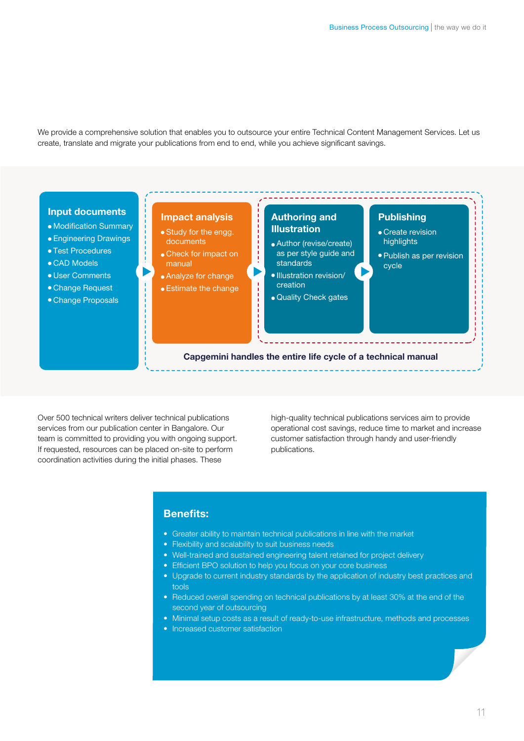We provide a comprehensive solution that enables you to outsource your entire Technical Content Management Services. Let us create, translate and migrate your publications from end to end, while you achieve significant savings.

**Input documents**
- Modification Summary
- Engineering Drawings
- Test Procedures
- CAD Models
- User Comments
- Change Request
- Change Proposals

**Impact analysis**
- Study for the engg. documents
- Check for impact on manual
- Analyze for change
- Estimate the change

**Authoring and Illustration**
- Author (revise/create) as per style guide and standards
- Illustration revision/ creation
- Quality Check gates

**Publishing**
- Create revision highlights
- Publish as per revision cycle

**Capgemini handles the entire life cycle of a technical manual**

Over 500 technical writers deliver technical publications services from our publication center in Bangalore. Our team is committed to providing you with ongoing support. If requested, resources can be placed on-site to perform coordination activities during the initial phases. These high-quality technical publications services aim to provide operational cost savings, reduce time to market and increase customer satisfaction through handy and user-friendly publications.

## Benefits:

- Greater ability to maintain technical publications in line with the market
- Flexibility and scalability to suit business needs
- Well-trained and sustained engineering talent retained for project delivery
- Efficient BPO solution to help you focus on your core business
- Upgrade to current industry standards by the application of industry best practices and tools
- Reduced overall spending on technical publications by at least 30% at the end of the second year of outsourcing
- Minimal setup costs as a result of ready-to-use infrastructure, methods and processes
- Increased customer satisfaction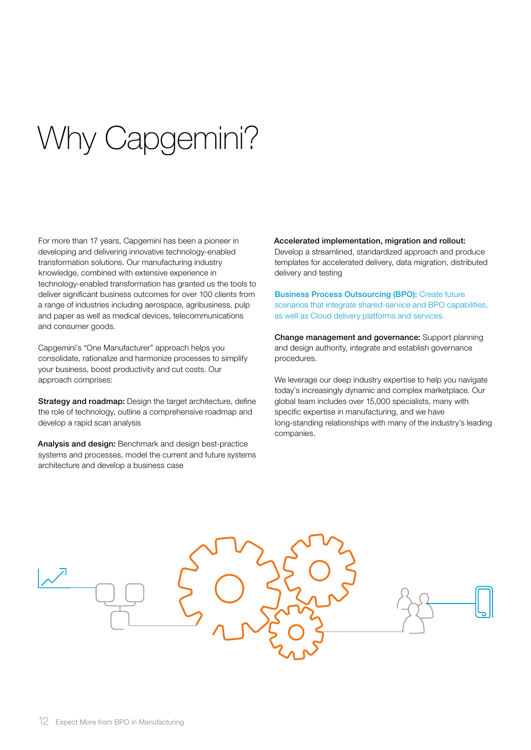# Why Capgemini?

For more than 17 years, Capgemini has been a pioneer in developing and delivering innovative technology-enabled transformation solutions. Our manufacturing industry knowledge, combined with extensive experience in technology-enabled transformation has granted us the tools to deliver significant business outcomes for over 100 clients from a range of industries including aerospace, agribusiness, pulp and paper as well as medical devices, telecommunications and consumer goods.

Capgemini's "One Manufacturer" approach helps you consolidate, rationalize and harmonize processes to simplify your business, boost productivity and cut costs. Our approach comprises:

**Strategy and roadmap:** Design the target architecture, define the role of technology, outline a comprehensive roadmap and develop a rapid scan analysis

**Analysis and design:** Benchmark and design best-practice systems and processes, model the current and future systems architecture and develop a business case

**Accelerated implementation, migration and rollout:** Develop a streamlined, standardized approach and produce templates for accelerated delivery, data migration, distributed delivery and testing

**Business Process Outsourcing (BPO):** Create future scenarios that integrate shared-service and BPO capabilities, as well as Cloud delivery platforms and services.

**Change management and governance:** Support planning and design authority, integrate and establish governance procedures.

We leverage our deep industry expertise to help you navigate today's increasingly dynamic and complex marketplace. Our global team includes over 15,000 specialists, many with specific expertise in manufacturing, and we have long-standing relationships with many of the industry's leading companies.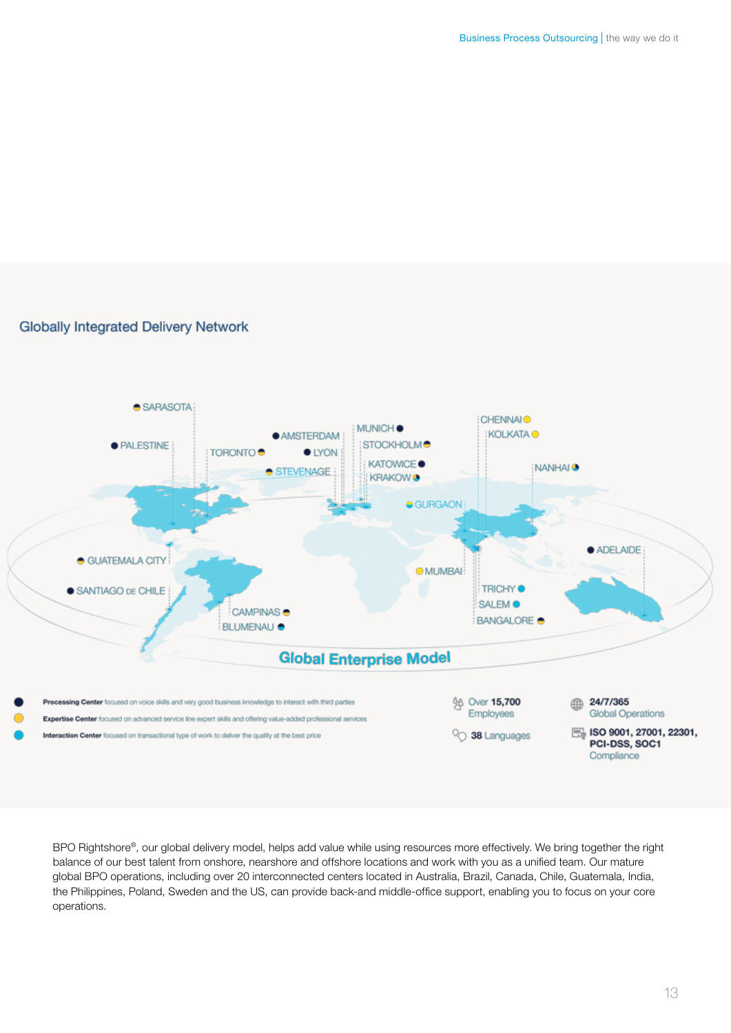## Globally Integrated Delivery Network

SARASOTA
PALESTINE
TORONTO
AMSTERDAM
LYON
STEVENAGE
MUNICH
STOCKHOLM
KATOWICE
KRAKOW
CHENNAI
KOLKATA
NANHAI
GURGAON
GUATEMALA CITY
SANTIAGO DE CHILE
CAMPINAS
BLUMENAU
MUMBAI
TRICHY
SALEM
BANGALORE
ADELAIDE

**Global Enterprise Model**

- **Processing Center** focused on voice skills and very good business knowledge to interact with third parties
- **Expertise Center** focused on advanced service line expert skills and offering value-added professional services
- **Interaction Center** focused on transactional type of work to deliver the quality at the best price

Over **15,700** Employees

**38** Languages

**24/7/365** Global Operations

**ISO 9001, 27001, 22301, PCI-DSS, SOC1** Compliance

BPO Rightshore®, our global delivery model, helps add value while using resources more effectively. We bring together the right balance of our best talent from onshore, nearshore and offshore locations and work with you as a unified team. Our mature global BPO operations, including over 20 interconnected centers located in Australia, Brazil, Canada, Chile, Guatemala, India, the Philippines, Poland, Sweden and the US, can provide back-and middle-office support, enabling you to focus on your core operations.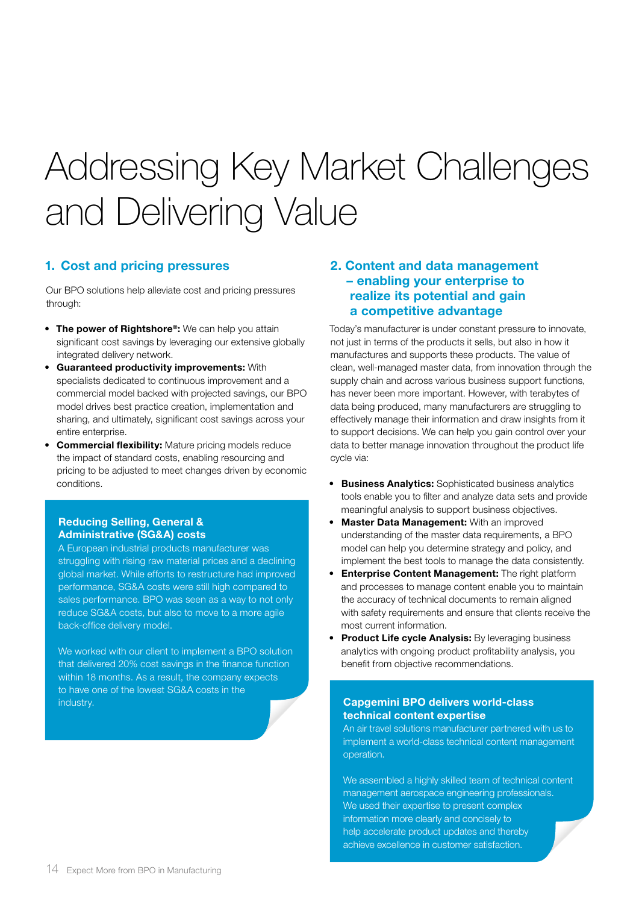# Addressing Key Market Challenges and Delivering Value

## 1. Cost and pricing pressures

Our BPO solutions help alleviate cost and pricing pressures through:

- **The power of Rightshore®:** We can help you attain significant cost savings by leveraging our extensive globally integrated delivery network.
- **Guaranteed productivity improvements:** With specialists dedicated to continuous improvement and a commercial model backed with projected savings, our BPO model drives best practice creation, implementation and sharing, and ultimately, significant cost savings across your entire enterprise.
- **Commercial flexibility:** Mature pricing models reduce the impact of standard costs, enabling resourcing and pricing to be adjusted to meet changes driven by economic conditions.

### Reducing Selling, General & Administrative (SG&A) costs

A European industrial products manufacturer was struggling with rising raw material prices and a declining global market. While efforts to restructure had improved performance, SG&A costs were still high compared to sales performance. BPO was seen as a way to not only reduce SG&A costs, but also to move to a more agile back-office delivery model.

We worked with our client to implement a BPO solution that delivered 20% cost savings in the finance function within 18 months. As a result, the company expects to have one of the lowest SG&A costs in the industry.

## 2. Content and data management – enabling your enterprise to realize its potential and gain a competitive advantage

Today's manufacturer is under constant pressure to innovate, not just in terms of the products it sells, but also in how it manufactures and supports these products. The value of clean, well-managed master data, from innovation through the supply chain and across various business support functions, has never been more important. However, with terabytes of data being produced, many manufacturers are struggling to effectively manage their information and draw insights from it to support decisions. We can help you gain control over your data to better manage innovation throughout the product life cycle via:

- **Business Analytics:** Sophisticated business analytics tools enable you to filter and analyze data sets and provide meaningful analysis to support business objectives.
- **Master Data Management:** With an improved understanding of the master data requirements, a BPO model can help you determine strategy and policy, and implement the best tools to manage the data consistently.
- **Enterprise Content Management:** The right platform and processes to manage content enable you to maintain the accuracy of technical documents to remain aligned with safety requirements and ensure that clients receive the most current information.
- **Product Life cycle Analysis:** By leveraging business analytics with ongoing product profitability analysis, you benefit from objective recommendations.

### Capgemini BPO delivers world-class technical content expertise

An air travel solutions manufacturer partnered with us to implement a world-class technical content management operation.

We assembled a highly skilled team of technical content management aerospace engineering professionals. We used their expertise to present complex information more clearly and concisely to help accelerate product updates and thereby achieve excellence in customer satisfaction.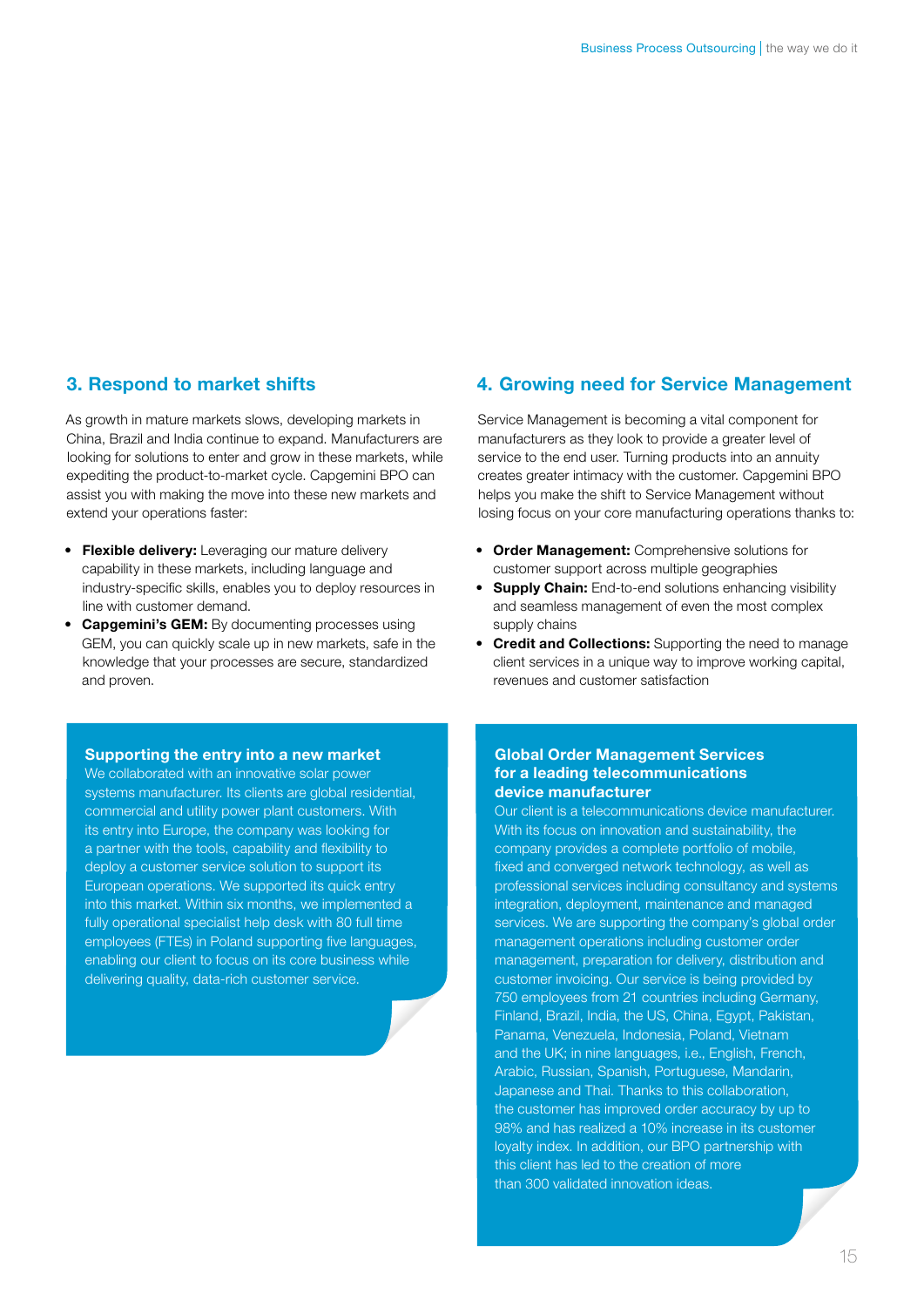## 3. Respond to market shifts

As growth in mature markets slows, developing markets in China, Brazil and India continue to expand. Manufacturers are looking for solutions to enter and grow in these markets, while expediting the product-to-market cycle. Capgemini BPO can assist you with making the move into these new markets and extend your operations faster:

- **Flexible delivery:** Leveraging our mature delivery capability in these markets, including language and industry-specific skills, enables you to deploy resources in line with customer demand.
- **Capgemini's GEM:** By documenting processes using GEM, you can quickly scale up in new markets, safe in the knowledge that your processes are secure, standardized and proven.

### Supporting the entry into a new market

We collaborated with an innovative solar power systems manufacturer. Its clients are global residential, commercial and utility power plant customers. With its entry into Europe, the company was looking for a partner with the tools, capability and flexibility to deploy a customer service solution to support its European operations. We supported its quick entry into this market. Within six months, we implemented a fully operational specialist help desk with 80 full time employees (FTEs) in Poland supporting five languages, enabling our client to focus on its core business while delivering quality, data-rich customer service.

## 4. Growing need for Service Management

Service Management is becoming a vital component for manufacturers as they look to provide a greater level of service to the end user. Turning products into an annuity creates greater intimacy with the customer. Capgemini BPO helps you make the shift to Service Management without losing focus on your core manufacturing operations thanks to:

- **Order Management:** Comprehensive solutions for customer support across multiple geographies
- **Supply Chain:** End-to-end solutions enhancing visibility and seamless management of even the most complex supply chains
- **Credit and Collections:** Supporting the need to manage client services in a unique way to improve working capital, revenues and customer satisfaction

### Global Order Management Services for a leading telecommunications device manufacturer

Our client is a telecommunications device manufacturer. With its focus on innovation and sustainability, the company provides a complete portfolio of mobile, fixed and converged network technology, as well as professional services including consultancy and systems integration, deployment, maintenance and managed services. We are supporting the company's global order management operations including customer order management, preparation for delivery, distribution and customer invoicing. Our service is being provided by 750 employees from 21 countries including Germany, Finland, Brazil, India, the US, China, Egypt, Pakistan, Panama, Venezuela, Indonesia, Poland, Vietnam and the UK; in nine languages, i.e., English, French, Arabic, Russian, Spanish, Portuguese, Mandarin, Japanese and Thai. Thanks to this collaboration, the customer has improved order accuracy by up to 98% and has realized a 10% increase in its customer loyalty index. In addition, our BPO partnership with this client has led to the creation of more than 300 validated innovation ideas.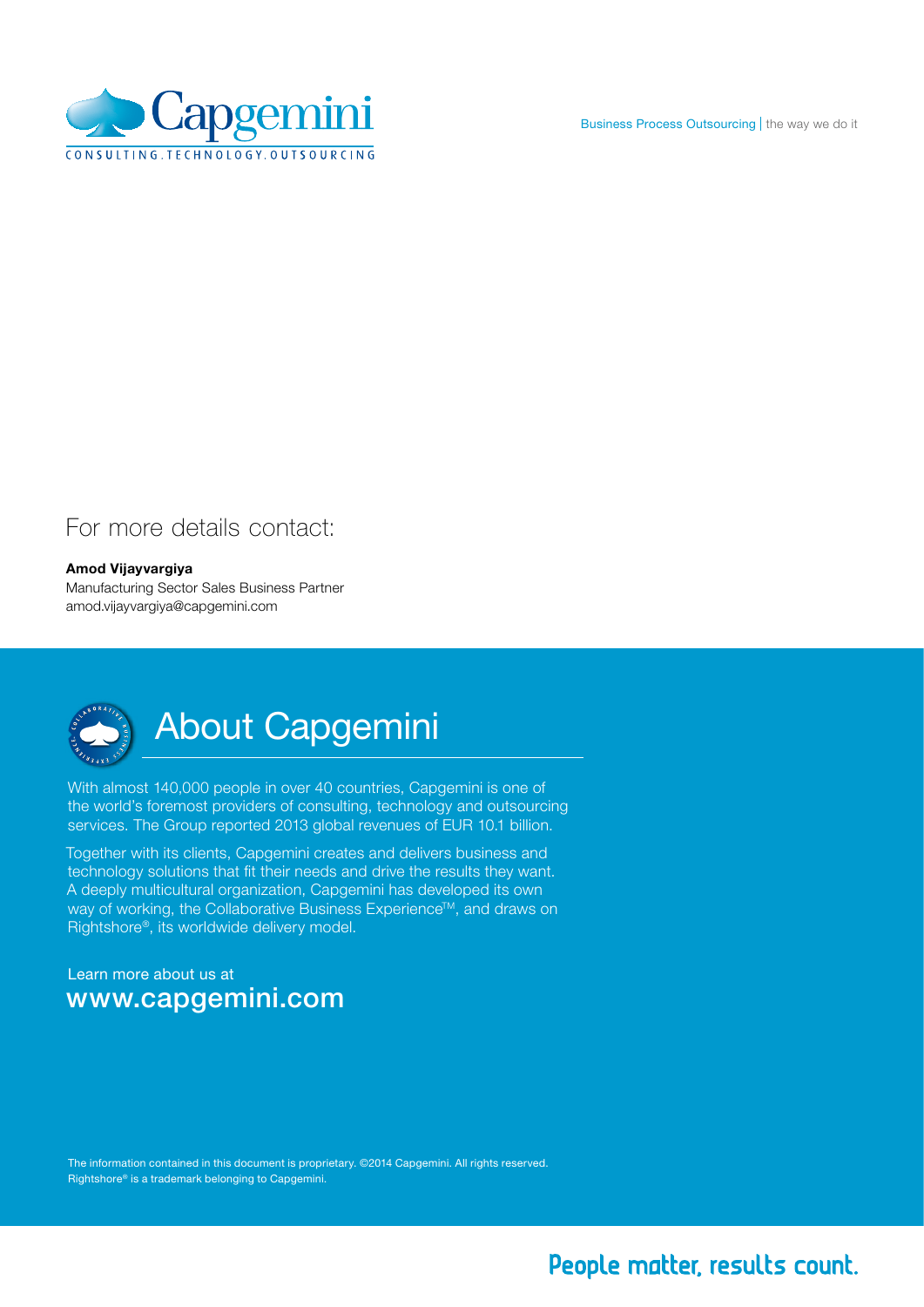For more details contact:

**Amod Vijayvargiya**
Manufacturing Sector Sales Business Partner
amod.vijayvargiya@capgemini.com

# About Capgemini

With almost 140,000 people in over 40 countries, Capgemini is one of the world's foremost providers of consulting, technology and outsourcing services. The Group reported 2013 global revenues of EUR 10.1 billion.

Together with its clients, Capgemini creates and delivers business and technology solutions that fit their needs and drive the results they want. A deeply multicultural organization, Capgemini has developed its own way of working, the Collaborative Business Experience™, and draws on Rightshore®, its worldwide delivery model.

Learn more about us at
**www.capgemini.com**

The information contained in this document is proprietary. ©2014 Capgemini. All rights reserved.
Rightshore® is a trademark belonging to Capgemini.

People matter, results count.